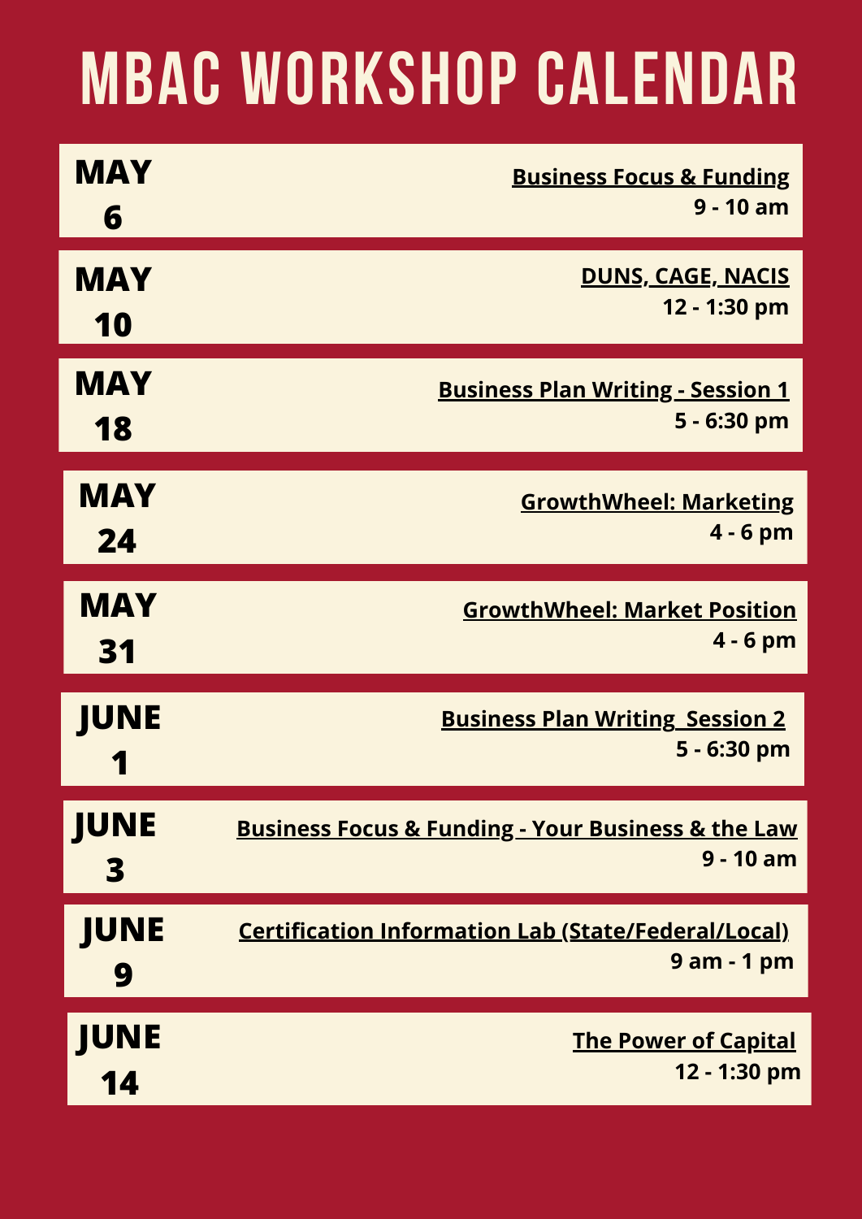# MBAC WORKSHOP CALENDAR

**MAY 6**
**Business Focus & Funding**
**9 - 10 am**

**MAY 10**
**DUNS, CAGE, NACIS**
**12 - 1:30 pm**

**MAY 18**
**Business Plan Writing - Session 1**
**5 - 6:30 pm**

**MAY 24**
**GrowthWheel: Marketing**
**4 - 6 pm**

**MAY 31**
**GrowthWheel: Market Position**
**4 - 6 pm**

**JUNE 1**
**Business Plan Writing Session 2**
**5 - 6:30 pm**

**JUNE 3**
**Business Focus & Funding - Your Business & the Law**
**9 - 10 am**

**JUNE 9**
**Certification Information Lab (State/Federal/Local)**
**9 am - 1 pm**

**JUNE 14**
**The Power of Capital**
**12 - 1:30 pm**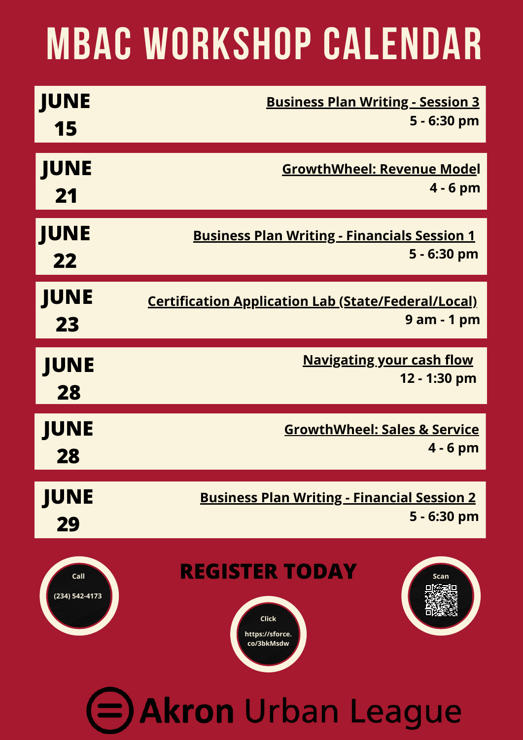# MBAC WORKSHOP CALENDAR

| | | |
|---|---|---|
| **JUNE 15** | **Business Plan Writing - Session 3** | **5 - 6:30 pm** |
| **JUNE 21** | **GrowthWheel: Revenue Model** | **4 - 6 pm** |
| **JUNE 22** | **Business Plan Writing - Financials Session 1** | **5 - 6:30 pm** |
| **JUNE 23** | **Certification Application Lab (State/Federal/Local)** | **9 am - 1 pm** |
| **JUNE 28** | **Navigating your cash flow** | **12 - 1:30 pm** |
| **JUNE 28** | **GrowthWheel: Sales & Service** | **4 - 6 pm** |
| **JUNE 29** | **Business Plan Writing - Financial Session 2** | **5 - 6:30 pm** |

## REGISTER TODAY

**Call**
(234) 542-4173

**Click**
https://sforce.co/3bkMsdw

**Scan**

**Akron** Urban League